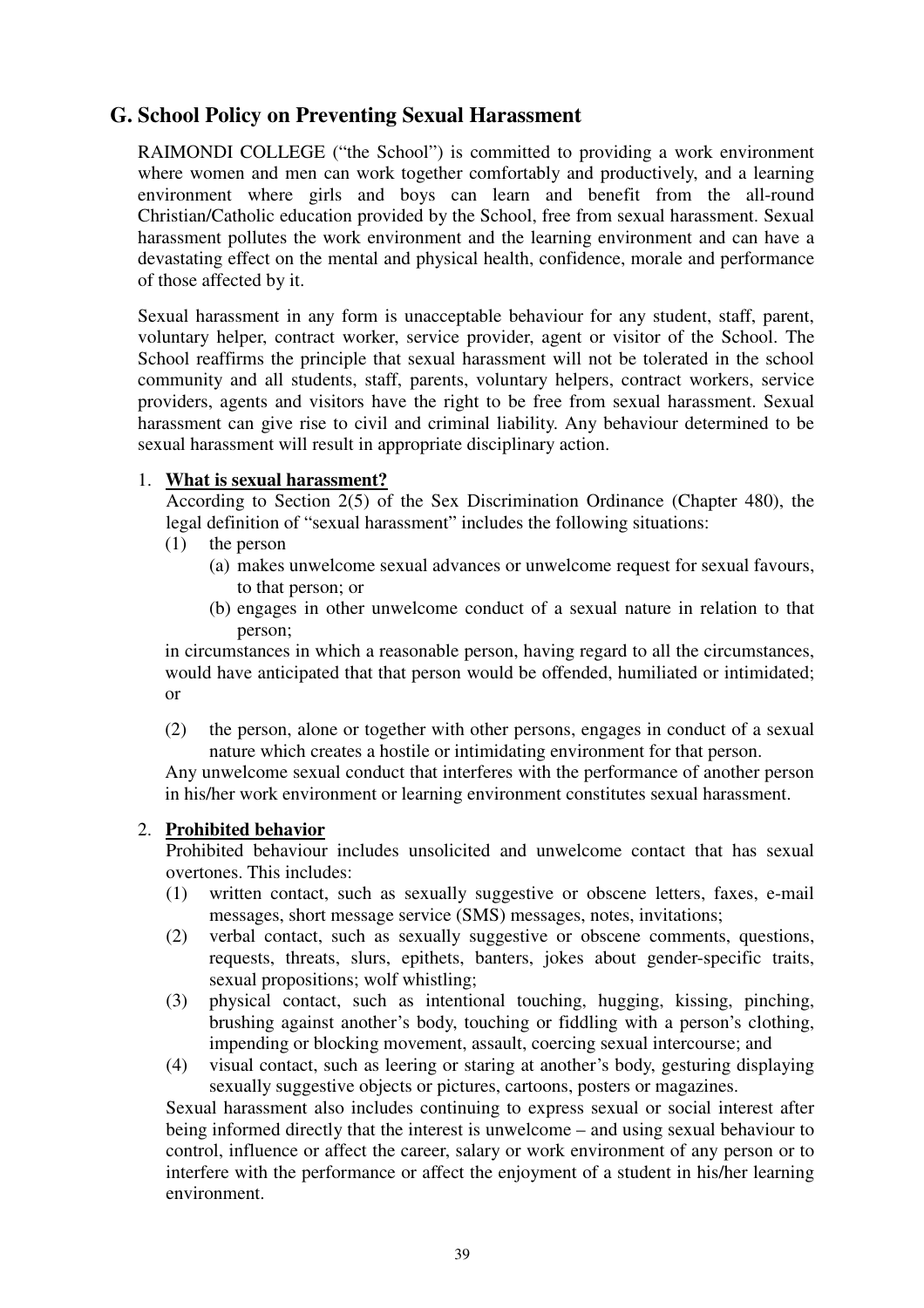## G. School Policy on Preventing Sexual Harassment

RAIMONDI COLLEGE ("the School") is committed to providing a work environment where women and men can work together comfortably and productively, and a learning environment where girls and boys can learn and benefit from the all-round Christian/Catholic education provided by the School, free from sexual harassment. Sexual harassment pollutes the work environment and the learning environment and can have a devastating effect on the mental and physical health, confidence, morale and performance of those affected by it.

Sexual harassment in any form is unacceptable behaviour for any student, staff, parent, voluntary helper, contract worker, service provider, agent or visitor of the School. The School reaffirms the principle that sexual harassment will not be tolerated in the school community and all students, staff, parents, voluntary helpers, contract workers, service providers, agents and visitors have the right to be free from sexual harassment. Sexual harassment can give rise to civil and criminal liability. Any behaviour determined to be sexual harassment will result in appropriate disciplinary action.

1. **<u>What is sexual harassment?</u>**

   According to Section 2(5) of the Sex Discrimination Ordinance (Chapter 480), the legal definition of "sexual harassment" includes the following situations:

   (1) the person
      - (a) makes unwelcome sexual advances or unwelcome request for sexual favours, to that person; or
      - (b) engages in other unwelcome conduct of a sexual nature in relation to that person;

   in circumstances in which a reasonable person, having regard to all the circumstances, would have anticipated that that person would be offended, humiliated or intimidated; or

   (2) the person, alone or together with other persons, engages in conduct of a sexual nature which creates a hostile or intimidating environment for that person.

   Any unwelcome sexual conduct that interferes with the performance of another person in his/her work environment or learning environment constitutes sexual harassment.

2. **<u>Prohibited behavior</u>**

   Prohibited behaviour includes unsolicited and unwelcome contact that has sexual overtones. This includes:

   (1) written contact, such as sexually suggestive or obscene letters, faxes, e-mail messages, short message service (SMS) messages, notes, invitations;

   (2) verbal contact, such as sexually suggestive or obscene comments, questions, requests, threats, slurs, epithets, banters, jokes about gender-specific traits, sexual propositions; wolf whistling;

   (3) physical contact, such as intentional touching, hugging, kissing, pinching, brushing against another's body, touching or fiddling with a person's clothing, impending or blocking movement, assault, coercing sexual intercourse; and

   (4) visual contact, such as leering or staring at another's body, gesturing displaying sexually suggestive objects or pictures, cartoons, posters or magazines.

   Sexual harassment also includes continuing to express sexual or social interest after being informed directly that the interest is unwelcome – and using sexual behaviour to control, influence or affect the career, salary or work environment of any person or to interfere with the performance or affect the enjoyment of a student in his/her learning environment.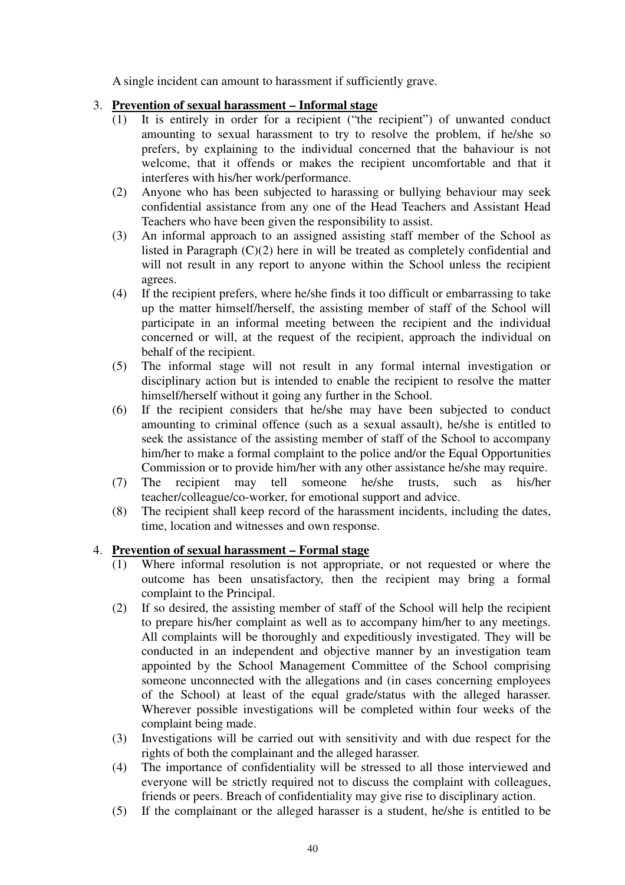A single incident can amount to harassment if sufficiently grave.

3. **Prevention of sexual harassment – Informal stage**

   (1) It is entirely in order for a recipient ("the recipient") of unwanted conduct amounting to sexual harassment to try to resolve the problem, if he/she so prefers, by explaining to the individual concerned that the bahaviour is not welcome, that it offends or makes the recipient uncomfortable and that it interferes with his/her work/performance.

   (2) Anyone who has been subjected to harassing or bullying behaviour may seek confidential assistance from any one of the Head Teachers and Assistant Head Teachers who have been given the responsibility to assist.

   (3) An informal approach to an assigned assisting staff member of the School as listed in Paragraph (C)(2) here in will be treated as completely confidential and will not result in any report to anyone within the School unless the recipient agrees.

   (4) If the recipient prefers, where he/she finds it too difficult or embarrassing to take up the matter himself/herself, the assisting member of staff of the School will participate in an informal meeting between the recipient and the individual concerned or will, at the request of the recipient, approach the individual on behalf of the recipient.

   (5) The informal stage will not result in any formal internal investigation or disciplinary action but is intended to enable the recipient to resolve the matter himself/herself without it going any further in the School.

   (6) If the recipient considers that he/she may have been subjected to conduct amounting to criminal offence (such as a sexual assault), he/she is entitled to seek the assistance of the assisting member of staff of the School to accompany him/her to make a formal complaint to the police and/or the Equal Opportunities Commission or to provide him/her with any other assistance he/she may require.

   (7) The recipient may tell someone he/she trusts, such as his/her teacher/colleague/co-worker, for emotional support and advice.

   (8) The recipient shall keep record of the harassment incidents, including the dates, time, location and witnesses and own response.

4. **Prevention of sexual harassment – Formal stage**

   (1) Where informal resolution is not appropriate, or not requested or where the outcome has been unsatisfactory, then the recipient may bring a formal complaint to the Principal.

   (2) If so desired, the assisting member of staff of the School will help the recipient to prepare his/her complaint as well as to accompany him/her to any meetings. All complaints will be thoroughly and expeditiously investigated. They will be conducted in an independent and objective manner by an investigation team appointed by the School Management Committee of the School comprising someone unconnected with the allegations and (in cases concerning employees of the School) at least of the equal grade/status with the alleged harasser. Wherever possible investigations will be completed within four weeks of the complaint being made.

   (3) Investigations will be carried out with sensitivity and with due respect for the rights of both the complainant and the alleged harasser.

   (4) The importance of confidentiality will be stressed to all those interviewed and everyone will be strictly required not to discuss the complaint with colleagues, friends or peers. Breach of confidentiality may give rise to disciplinary action.

   (5) If the complainant or the alleged harasser is a student, he/she is entitled to be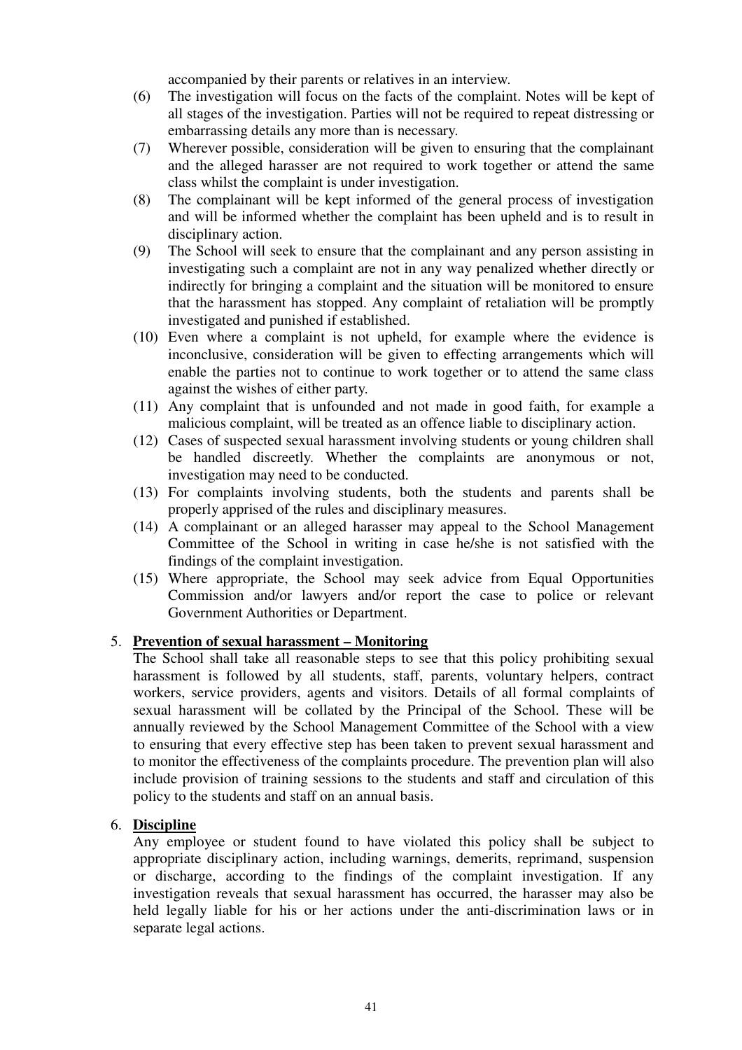accompanied by their parents or relatives in an interview.

(6) The investigation will focus on the facts of the complaint. Notes will be kept of all stages of the investigation. Parties will not be required to repeat distressing or embarrassing details any more than is necessary.

(7) Wherever possible, consideration will be given to ensuring that the complainant and the alleged harasser are not required to work together or attend the same class whilst the complaint is under investigation.

(8) The complainant will be kept informed of the general process of investigation and will be informed whether the complaint has been upheld and is to result in disciplinary action.

(9) The School will seek to ensure that the complainant and any person assisting in investigating such a complaint are not in any way penalized whether directly or indirectly for bringing a complaint and the situation will be monitored to ensure that the harassment has stopped. Any complaint of retaliation will be promptly investigated and punished if established.

(10) Even where a complaint is not upheld, for example where the evidence is inconclusive, consideration will be given to effecting arrangements which will enable the parties not to continue to work together or to attend the same class against the wishes of either party.

(11) Any complaint that is unfounded and not made in good faith, for example a malicious complaint, will be treated as an offence liable to disciplinary action.

(12) Cases of suspected sexual harassment involving students or young children shall be handled discreetly. Whether the complaints are anonymous or not, investigation may need to be conducted.

(13) For complaints involving students, both the students and parents shall be properly apprised of the rules and disciplinary measures.

(14) A complainant or an alleged harasser may appeal to the School Management Committee of the School in writing in case he/she is not satisfied with the findings of the complaint investigation.

(15) Where appropriate, the School may seek advice from Equal Opportunities Commission and/or lawyers and/or report the case to police or relevant Government Authorities or Department.

5. **Prevention of sexual harassment – Monitoring**

The School shall take all reasonable steps to see that this policy prohibiting sexual harassment is followed by all students, staff, parents, voluntary helpers, contract workers, service providers, agents and visitors. Details of all formal complaints of sexual harassment will be collated by the Principal of the School. These will be annually reviewed by the School Management Committee of the School with a view to ensuring that every effective step has been taken to prevent sexual harassment and to monitor the effectiveness of the complaints procedure. The prevention plan will also include provision of training sessions to the students and staff and circulation of this policy to the students and staff on an annual basis.

6. **Discipline**

Any employee or student found to have violated this policy shall be subject to appropriate disciplinary action, including warnings, demerits, reprimand, suspension or discharge, according to the findings of the complaint investigation. If any investigation reveals that sexual harassment has occurred, the harasser may also be held legally liable for his or her actions under the anti-discrimination laws or in separate legal actions.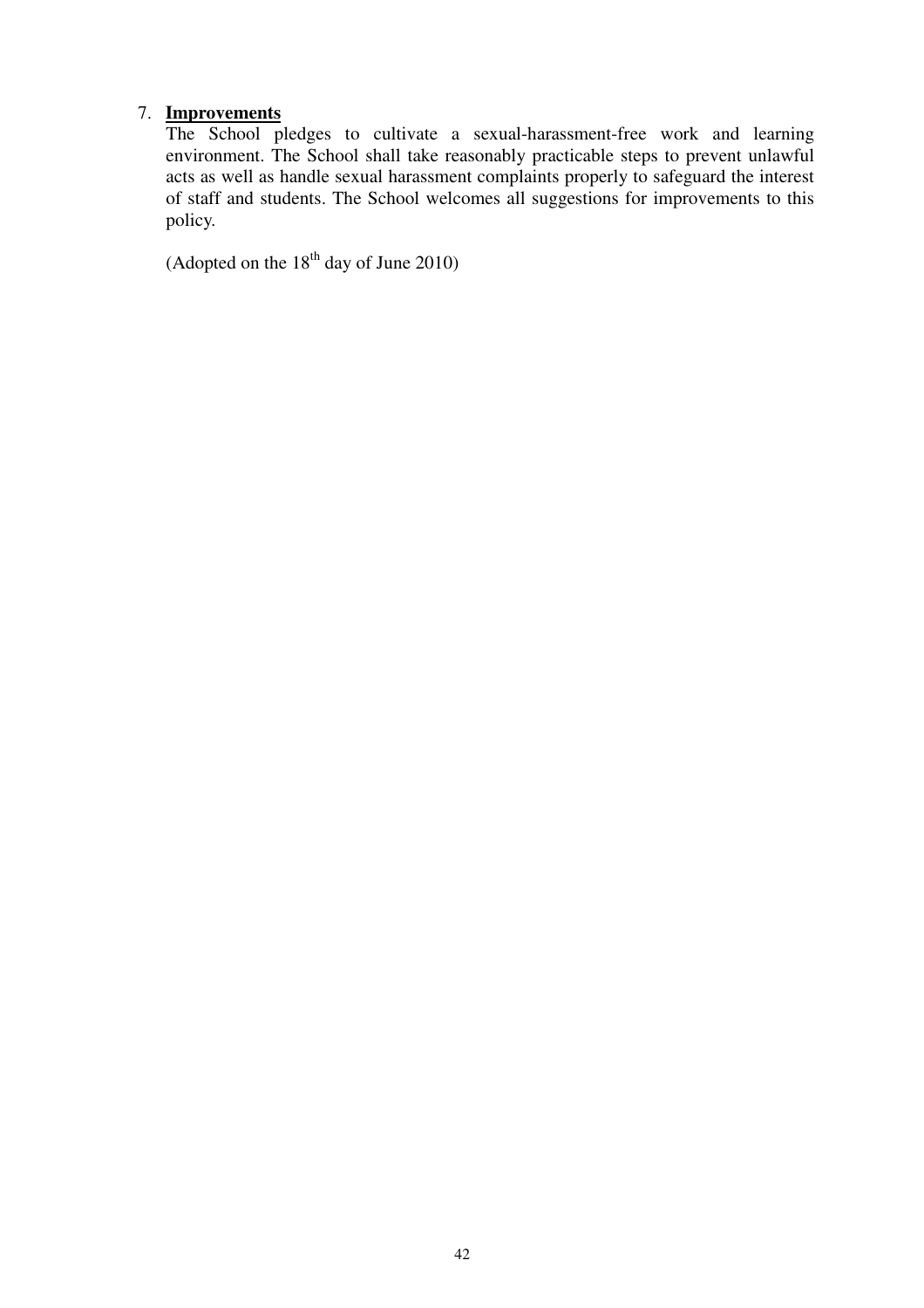7. **Improvements**

The School pledges to cultivate a sexual-harassment-free work and learning environment. The School shall take reasonably practicable steps to prevent unlawful acts as well as handle sexual harassment complaints properly to safeguard the interest of staff and students. The School welcomes all suggestions for improvements to this policy.

(Adopted on the 18th day of June 2010)